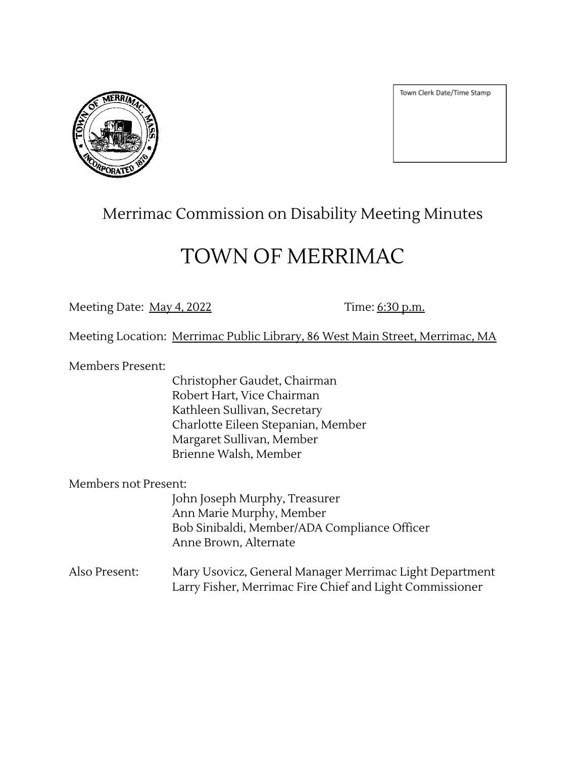Town Clerk Date/Time Stamp

# Merrimac Commission on Disability Meeting Minutes

# TOWN OF MERRIMAC

Meeting Date: May 4, 2022 Time: 6:30 p.m.

Meeting Location: Merrimac Public Library, 86 West Main Street, Merrimac, MA

Members Present:

- Christopher Gaudet, Chairman
- Robert Hart, Vice Chairman
- Kathleen Sullivan, Secretary
- Charlotte Eileen Stepanian, Member
- Margaret Sullivan, Member
- Brienne Walsh, Member

Members not Present:

- John Joseph Murphy, Treasurer
- Ann Marie Murphy, Member
- Bob Sinibaldi, Member/ADA Compliance Officer
- Anne Brown, Alternate

Also Present:

- Mary Usovicz, General Manager Merrimac Light Department
- Larry Fisher, Merrimac Fire Chief and Light Commissioner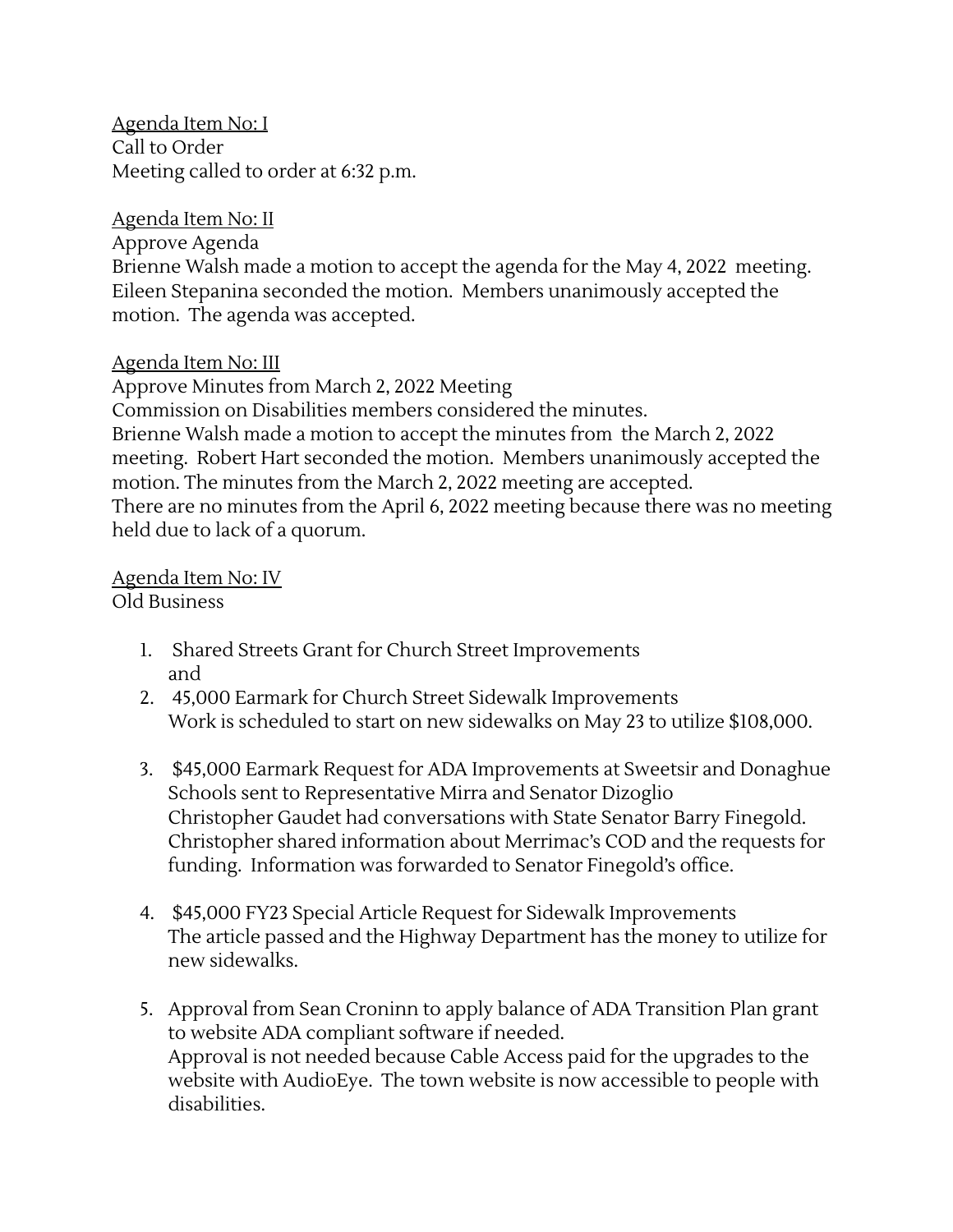<u>Agenda Item No: I</u>
Call to Order
Meeting called to order at 6:32 p.m.

<u>Agenda Item No: II</u>
Approve Agenda
Brienne Walsh made a motion to accept the agenda for the May 4, 2022 meeting. Eileen Stepanina seconded the motion. Members unanimously accepted the motion. The agenda was accepted.

<u>Agenda Item No: III</u>
Approve Minutes from March 2, 2022 Meeting
Commission on Disabilities members considered the minutes.
Brienne Walsh made a motion to accept the minutes from the March 2, 2022 meeting. Robert Hart seconded the motion. Members unanimously accepted the motion. The minutes from the March 2, 2022 meeting are accepted.
There are no minutes from the April 6, 2022 meeting because there was no meeting held due to lack of a quorum.

<u>Agenda Item No: IV</u>
Old Business

1. Shared Streets Grant for Church Street Improvements
   and
2. 45,000 Earmark for Church Street Sidewalk Improvements
   Work is scheduled to start on new sidewalks on May 23 to utilize $108,000.

3. $45,000 Earmark Request for ADA Improvements at Sweetsir and Donaghue Schools sent to Representative Mirra and Senator Dizoglio
   Christopher Gaudet had conversations with State Senator Barry Finegold. Christopher shared information about Merrimac's COD and the requests for funding. Information was forwarded to Senator Finegold's office.

4. $45,000 FY23 Special Article Request for Sidewalk Improvements
   The article passed and the Highway Department has the money to utilize for new sidewalks.

5. Approval from Sean Croninn to apply balance of ADA Transition Plan grant to website ADA compliant software if needed.
   Approval is not needed because Cable Access paid for the upgrades to the website with AudioEye. The town website is now accessible to people with disabilities.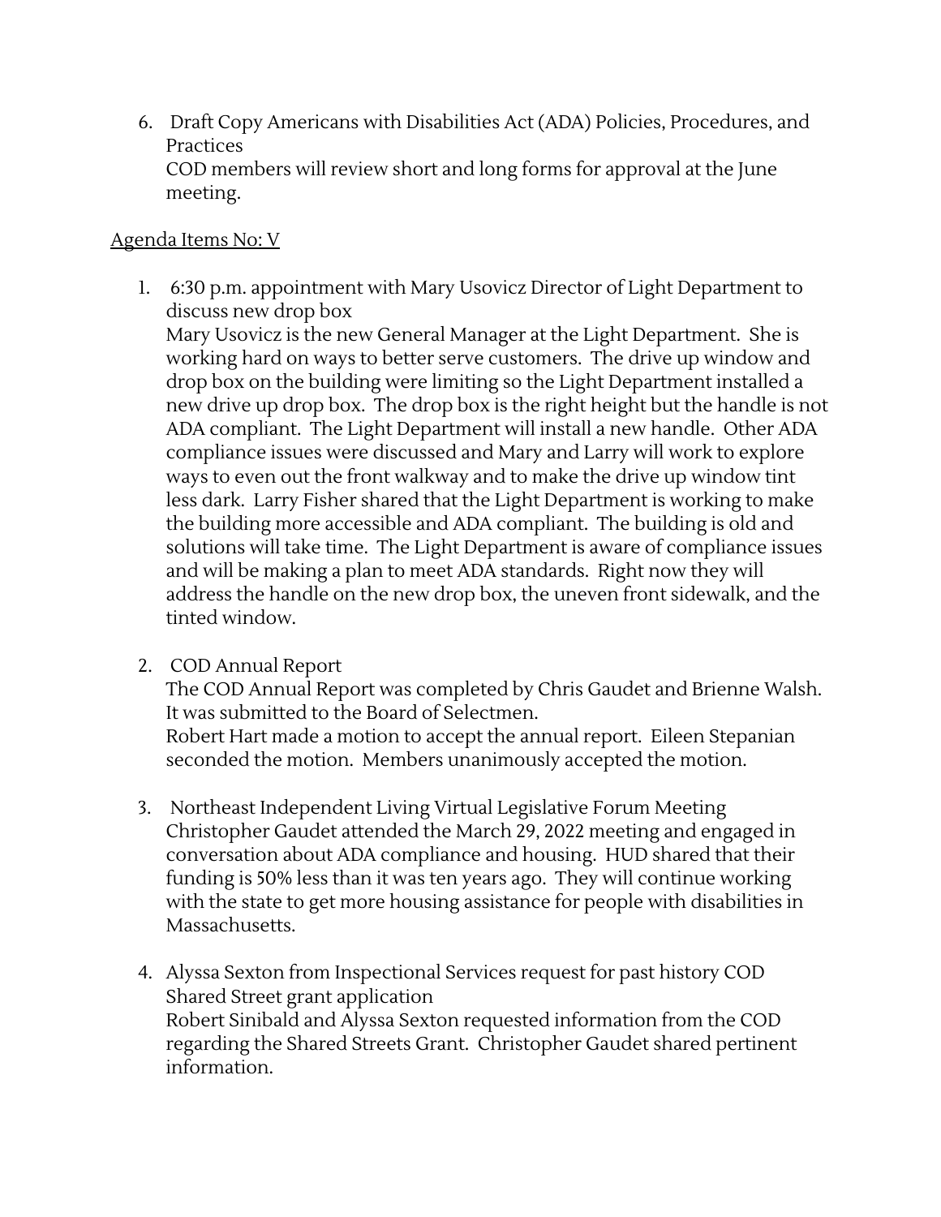6. Draft Copy Americans with Disabilities Act (ADA) Policies, Procedures, and Practices
   COD members will review short and long forms for approval at the June meeting.

Agenda Items No: V

1. 6:30 p.m. appointment with Mary Usovicz Director of Light Department to discuss new drop box
   Mary Usovicz is the new General Manager at the Light Department. She is working hard on ways to better serve customers. The drive up window and drop box on the building were limiting so the Light Department installed a new drive up drop box. The drop box is the right height but the handle is not ADA compliant. The Light Department will install a new handle. Other ADA compliance issues were discussed and Mary and Larry will work to explore ways to even out the front walkway and to make the drive up window tint less dark. Larry Fisher shared that the Light Department is working to make the building more accessible and ADA compliant. The building is old and solutions will take time. The Light Department is aware of compliance issues and will be making a plan to meet ADA standards. Right now they will address the handle on the new drop box, the uneven front sidewalk, and the tinted window.

2. COD Annual Report
   The COD Annual Report was completed by Chris Gaudet and Brienne Walsh. It was submitted to the Board of Selectmen.
   Robert Hart made a motion to accept the annual report. Eileen Stepanian seconded the motion. Members unanimously accepted the motion.

3. Northeast Independent Living Virtual Legislative Forum Meeting
   Christopher Gaudet attended the March 29, 2022 meeting and engaged in conversation about ADA compliance and housing. HUD shared that their funding is 50% less than it was ten years ago. They will continue working with the state to get more housing assistance for people with disabilities in Massachusetts.

4. Alyssa Sexton from Inspectional Services request for past history COD Shared Street grant application
   Robert Sinibald and Alyssa Sexton requested information from the COD regarding the Shared Streets Grant. Christopher Gaudet shared pertinent information.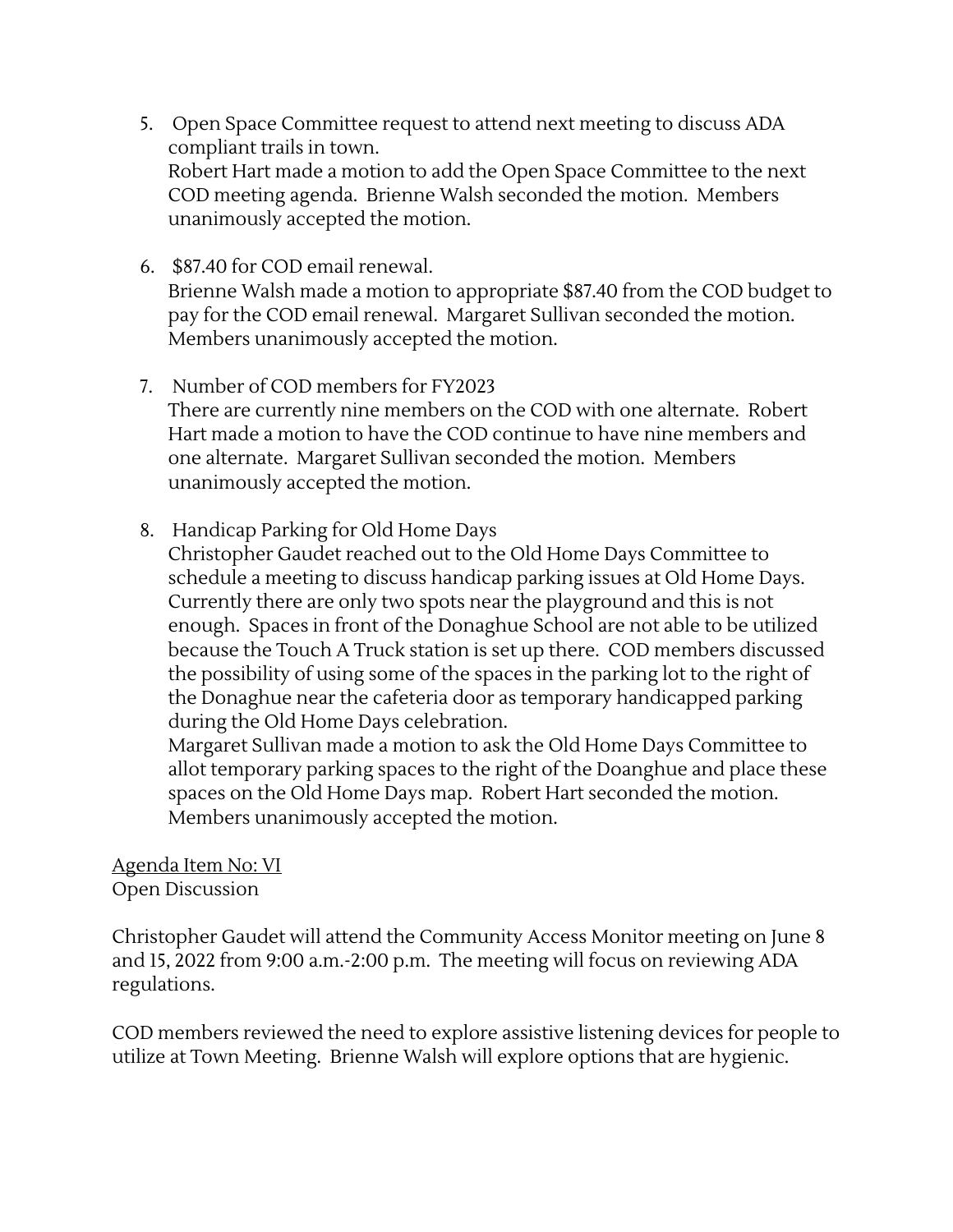5. Open Space Committee request to attend next meeting to discuss ADA compliant trails in town.
   Robert Hart made a motion to add the Open Space Committee to the next COD meeting agenda. Brienne Walsh seconded the motion. Members unanimously accepted the motion.

6. $87.40 for COD email renewal.
   Brienne Walsh made a motion to appropriate $87.40 from the COD budget to pay for the COD email renewal. Margaret Sullivan seconded the motion. Members unanimously accepted the motion.

7. Number of COD members for FY2023
   There are currently nine members on the COD with one alternate. Robert Hart made a motion to have the COD continue to have nine members and one alternate. Margaret Sullivan seconded the motion. Members unanimously accepted the motion.

8. Handicap Parking for Old Home Days
   Christopher Gaudet reached out to the Old Home Days Committee to schedule a meeting to discuss handicap parking issues at Old Home Days. Currently there are only two spots near the playground and this is not enough. Spaces in front of the Donaghue School are not able to be utilized because the Touch A Truck station is set up there. COD members discussed the possibility of using some of the spaces in the parking lot to the right of the Donaghue near the cafeteria door as temporary handicapped parking during the Old Home Days celebration.
   Margaret Sullivan made a motion to ask the Old Home Days Committee to allot temporary parking spaces to the right of the Doanghue and place these spaces on the Old Home Days map. Robert Hart seconded the motion. Members unanimously accepted the motion.

<u>Agenda Item No: VI</u>
Open Discussion

Christopher Gaudet will attend the Community Access Monitor meeting on June 8 and 15, 2022 from 9:00 a.m.-2:00 p.m. The meeting will focus on reviewing ADA regulations.

COD members reviewed the need to explore assistive listening devices for people to utilize at Town Meeting. Brienne Walsh will explore options that are hygienic.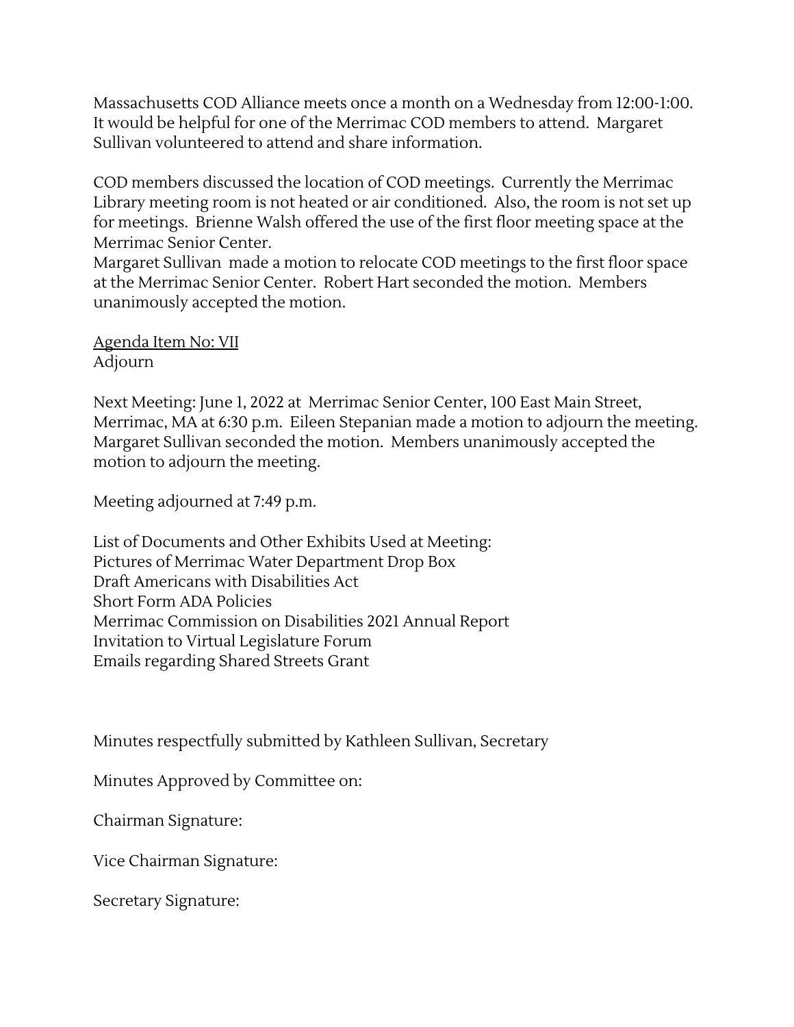Massachusetts COD Alliance meets once a month on a Wednesday from 12:00-1:00. It would be helpful for one of the Merrimac COD members to attend. Margaret Sullivan volunteered to attend and share information.

COD members discussed the location of COD meetings. Currently the Merrimac Library meeting room is not heated or air conditioned. Also, the room is not set up for meetings. Brienne Walsh offered the use of the first floor meeting space at the Merrimac Senior Center.
Margaret Sullivan made a motion to relocate COD meetings to the first floor space at the Merrimac Senior Center. Robert Hart seconded the motion. Members unanimously accepted the motion.

<u>Agenda Item No: VII</u>
Adjourn

Next Meeting: June 1, 2022 at Merrimac Senior Center, 100 East Main Street, Merrimac, MA at 6:30 p.m. Eileen Stepanian made a motion to adjourn the meeting. Margaret Sullivan seconded the motion. Members unanimously accepted the motion to adjourn the meeting.

Meeting adjourned at 7:49 p.m.

List of Documents and Other Exhibits Used at Meeting:
Pictures of Merrimac Water Department Drop Box
Draft Americans with Disabilities Act
Short Form ADA Policies
Merrimac Commission on Disabilities 2021 Annual Report
Invitation to Virtual Legislature Forum
Emails regarding Shared Streets Grant

Minutes respectfully submitted by Kathleen Sullivan, Secretary

Minutes Approved by Committee on:

Chairman Signature:

Vice Chairman Signature:

Secretary Signature: